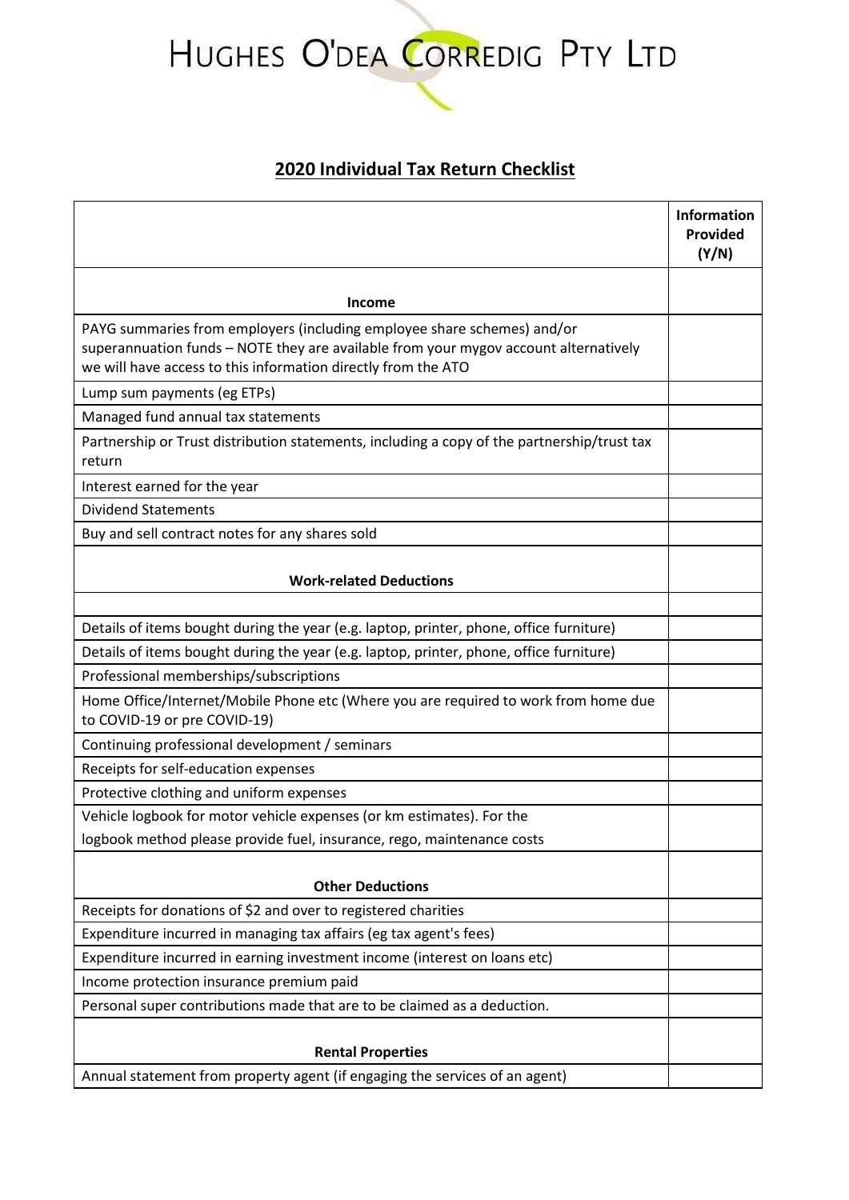# HUGHES O'DEA CORREDIG PTY LTD

## 2020 Individual Tax Return Checklist

| | Information Provided (Y/N) |
|---|---|
| **Income** | |
| PAYG summaries from employers (including employee share schemes) and/or superannuation funds – NOTE they are available from your mygov account alternatively we will have access to this information directly from the ATO | |
| Lump sum payments (eg ETPs) | |
| Managed fund annual tax statements | |
| Partnership or Trust distribution statements, including a copy of the partnership/trust tax return | |
| Interest earned for the year | |
| Dividend Statements | |
| Buy and sell contract notes for any shares sold | |
| **Work-related Deductions** | |
| | |
| Details of items bought during the year (e.g. laptop, printer, phone, office furniture) | |
| Details of items bought during the year (e.g. laptop, printer, phone, office furniture) | |
| Professional memberships/subscriptions | |
| Home Office/Internet/Mobile Phone etc (Where you are required to work from home due to COVID-19 or pre COVID-19) | |
| Continuing professional development / seminars | |
| Receipts for self-education expenses | |
| Protective clothing and uniform expenses | |
| Vehicle logbook for motor vehicle expenses (or km estimates). For the logbook method please provide fuel, insurance, rego, maintenance costs | |
| **Other Deductions** | |
| Receipts for donations of $2 and over to registered charities | |
| Expenditure incurred in managing tax affairs (eg tax agent's fees) | |
| Expenditure incurred in earning investment income (interest on loans etc) | |
| Income protection insurance premium paid | |
| Personal super contributions made that are to be claimed as a deduction. | |
| **Rental Properties** | |
| Annual statement from property agent (if engaging the services of an agent) | |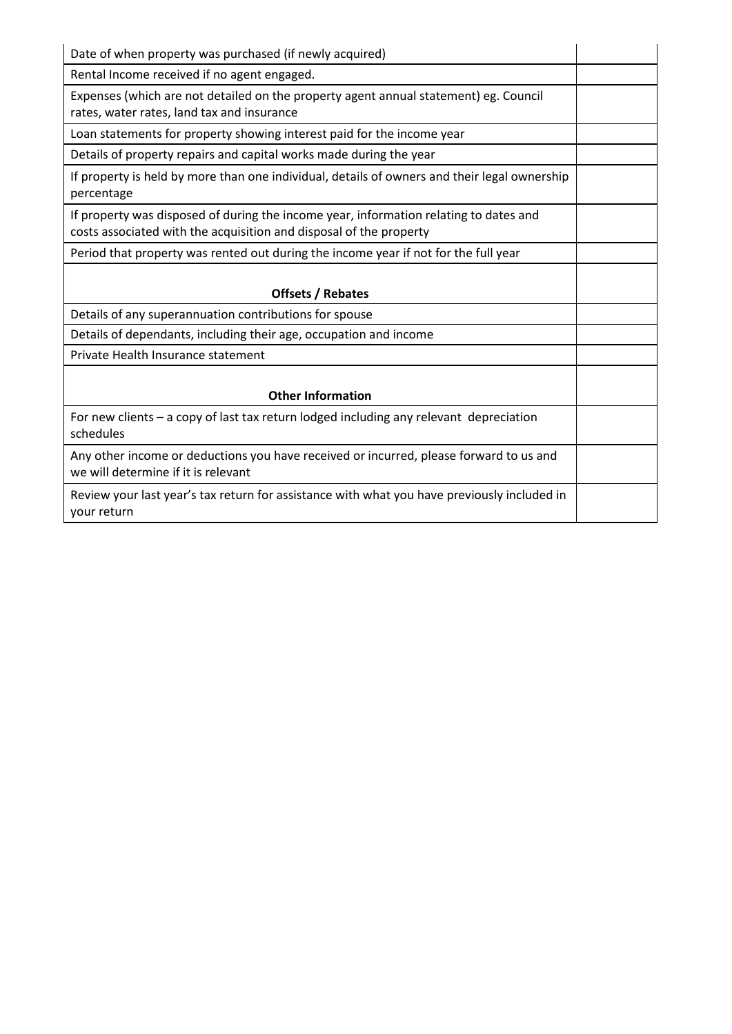| | |
|---|---|
| Date of when property was purchased (if newly acquired) | |
| Rental Income received if no agent engaged. | |
| Expenses (which are not detailed on the property agent annual statement) eg. Council rates, water rates, land tax and insurance | |
| Loan statements for property showing interest paid for the income year | |
| Details of property repairs and capital works made during the year | |
| If property is held by more than one individual, details of owners and their legal ownership percentage | |
| If property was disposed of during the income year, information relating to dates and costs associated with the acquisition and disposal of the property | |
| Period that property was rented out during the income year if not for the full year | |
| **Offsets / Rebates** | |
| Details of any superannuation contributions for spouse | |
| Details of dependants, including their age, occupation and income | |
| Private Health Insurance statement | |
| **Other Information** | |
| For new clients – a copy of last tax return lodged including any relevant depreciation schedules | |
| Any other income or deductions you have received or incurred, please forward to us and we will determine if it is relevant | |
| Review your last year's tax return for assistance with what you have previously included in your return | |